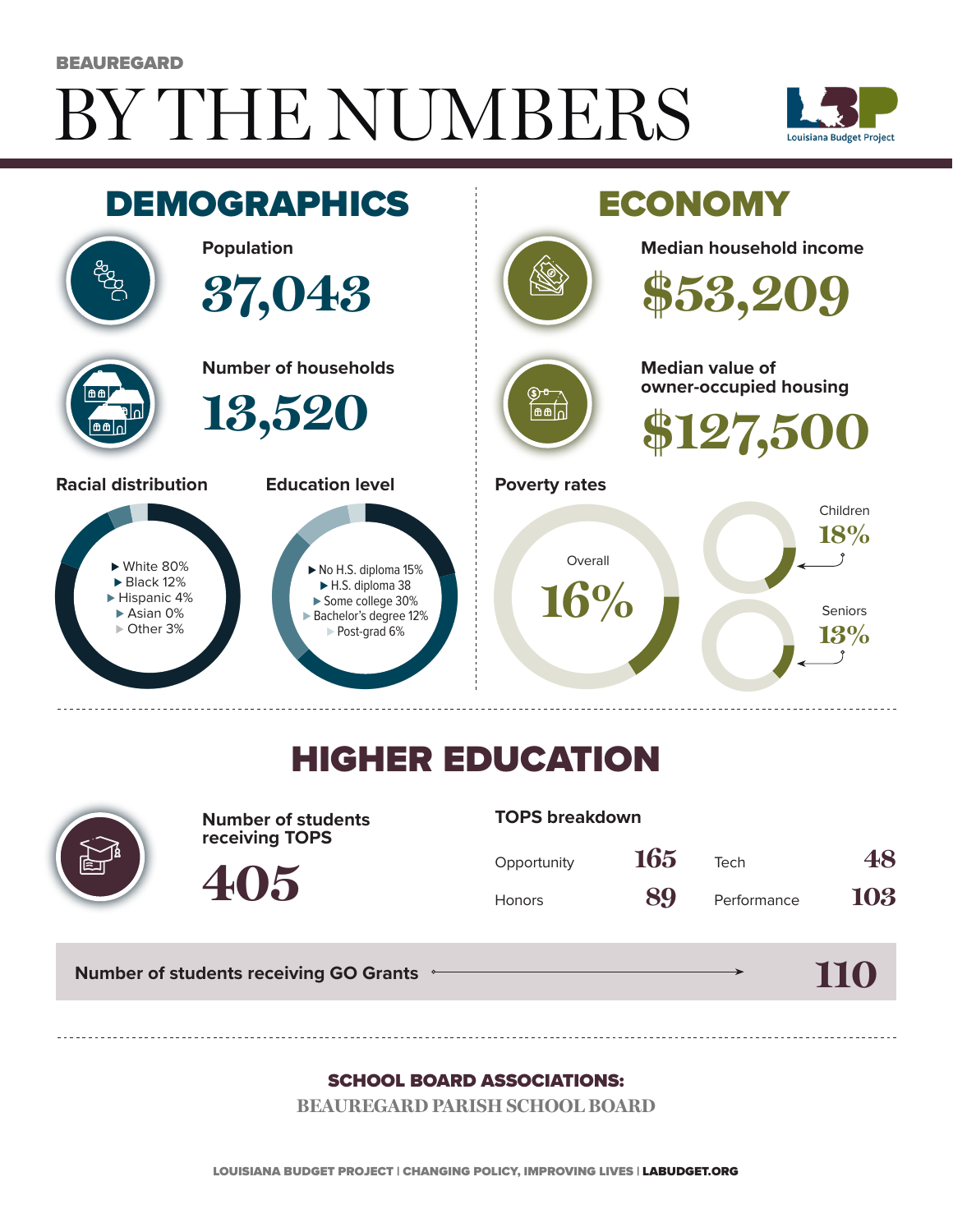BEAUREGARD

# BY THE NUMBERS

Louisiana Budget Project

## DEMOGRAPHICS

**Population**

37,043

**Number of households**

13,520

**Racial distribution**

- White 80%
- Black 12%
- Hispanic 4%
- Asian 0%
- Other 3%

**Education level**

- No H.S. diploma 15%
- H.S. diploma 38
- Some college 30%
- Bachelor's degree 12%
- Post-grad 6%

## ECONOMY

**Median household income**

$53,209

**Median value of owner-occupied housing**

$127,500

**Poverty rates**

Overall 16%

Children 18%

Seniors 13%

## HIGHER EDUCATION

**Number of students receiving TOPS**

405

**TOPS breakdown**

| | | | |
|---|---|---|---|
| Opportunity | 165 | Tech | 48 |
| Honors | 89 | Performance | 103 |

**Number of students receiving GO Grants** → 110

**SCHOOL BOARD ASSOCIATIONS:**

BEAUREGARD PARISH SCHOOL BOARD

LOUISIANA BUDGET PROJECT | CHANGING POLICY, IMPROVING LIVES | LABUDGET.ORG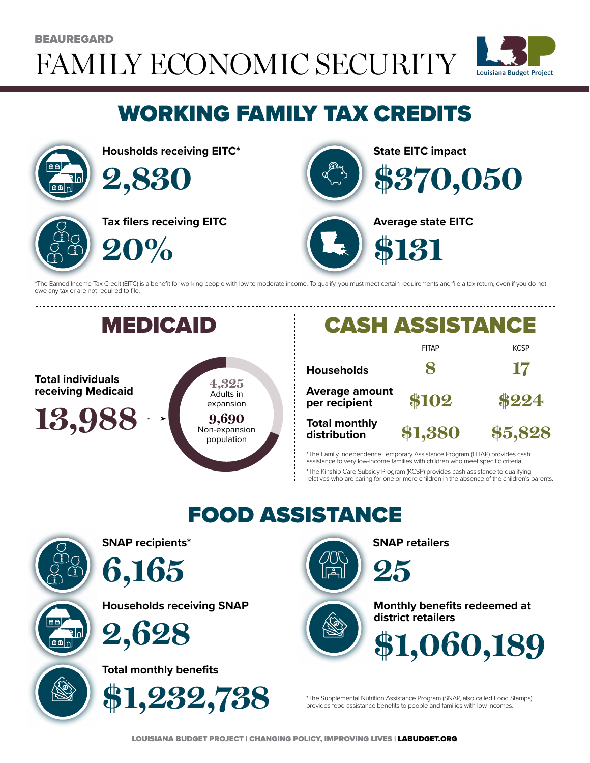BEAUREGARD

# FAMILY ECONOMIC SECURITY

Louisiana Budget Project

## WORKING FAMILY TAX CREDITS

**Households receiving EITC***

**2,830**

**State EITC impact**

**$370,050**

**Tax filers receiving EITC**

**20%**

**Average state EITC**

**$131**

*The Earned Income Tax Credit (EITC) is a benefit for working people with low to moderate income. To qualify, you must meet certain requirements and file a tax return, even if you do not owe any tax or are not required to file.

## MEDICAID

**Total individuals receiving Medicaid**

**13,988** →

4,325
Adults in expansion

9,690
Non-expansion population

## CASH ASSISTANCE

| | FITAP | KCSP |
|---|---|---|
| **Households** | 8 | 17 |
| **Average amount per recipient** | $102 | $224 |
| **Total monthly distribution** | $1,380 | $5,828 |

*The Family Independence Temporary Assistance Program (FITAP) provides cash assistance to very low-income families with children who meet specific criteria.

*The Kinship Care Subsidy Program (KCSP) provides cash assistance to qualifying relatives who are caring for one or more children in the absence of the children's parents.

## FOOD ASSISTANCE

**SNAP recipients***

**6,165**

**Households receiving SNAP**

**2,628**

**Total monthly benefits**

**$1,232,738**

**SNAP retailers**

**25**

**Monthly benefits redeemed at district retailers**

**$1,060,189**

*The Supplemental Nutrition Assistance Program (SNAP, also called Food Stamps) provides food assistance benefits to people and families with low incomes.

LOUISIANA BUDGET PROJECT | CHANGING POLICY, IMPROVING LIVES | LABUDGET.ORG